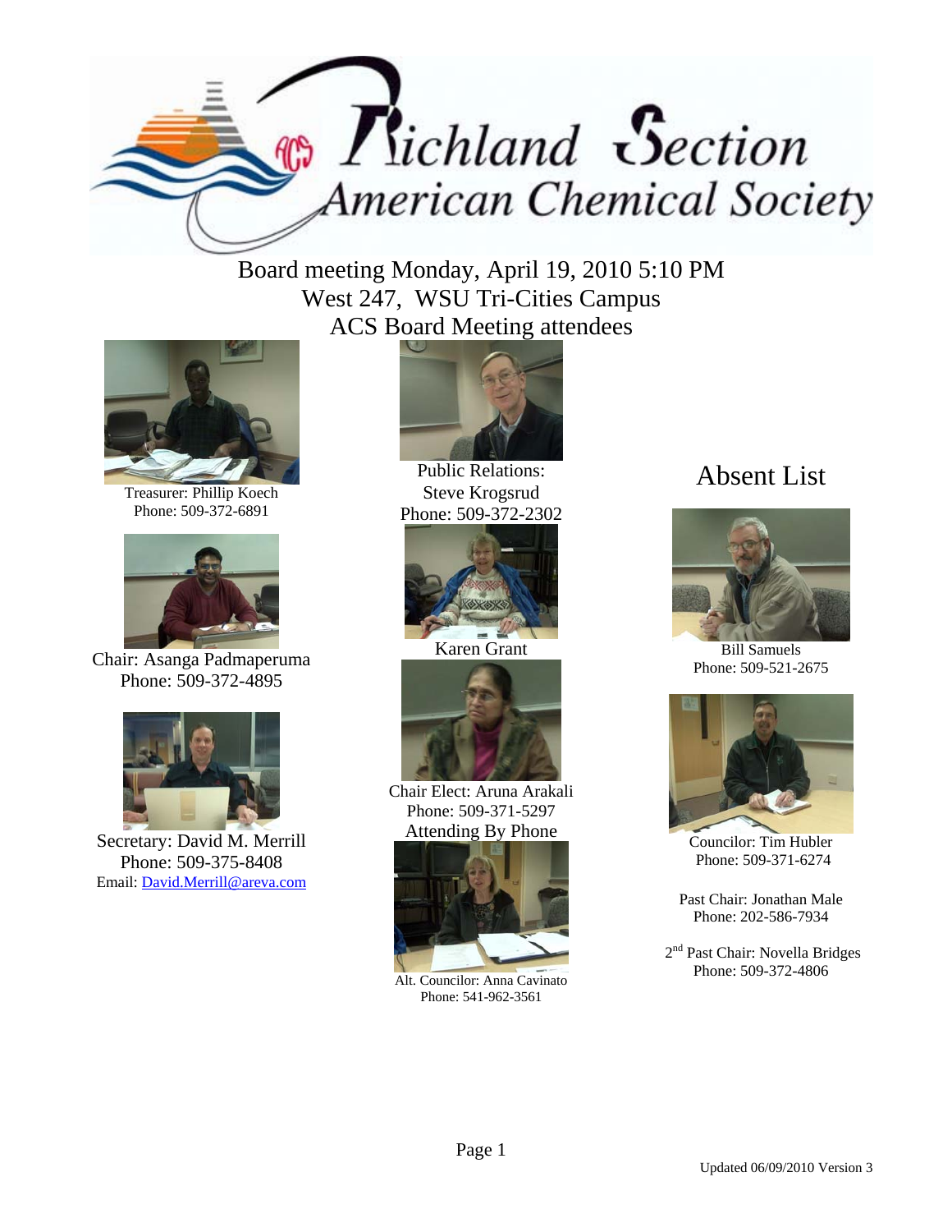# Richland Section American Chemical Society

Board meeting Monday, April 19, 2010 5:10 PM
West 247, WSU Tri-Cities Campus
ACS Board Meeting attendees

Treasurer: Phillip Koech
Phone: 509-372-6891

Chair: Asanga Padmaperuma
Phone: 509-372-4895

Secretary: David M. Merrill
Phone: 509-375-8408
Email: David.Merrill@areva.com

Public Relations:
Steve Krogsrud
Phone: 509-372-2302

Karen Grant

Chair Elect: Aruna Arakali
Phone: 509-371-5297
Attending By Phone

Alt. Councilor: Anna Cavinato
Phone: 541-962-3561

## Absent List

Bill Samuels
Phone: 509-521-2675

Councilor: Tim Hubler
Phone: 509-371-6274

Past Chair: Jonathan Male
Phone: 202-586-7934

2nd Past Chair: Novella Bridges
Phone: 509-372-4806

Updated 06/09/2010 Version 3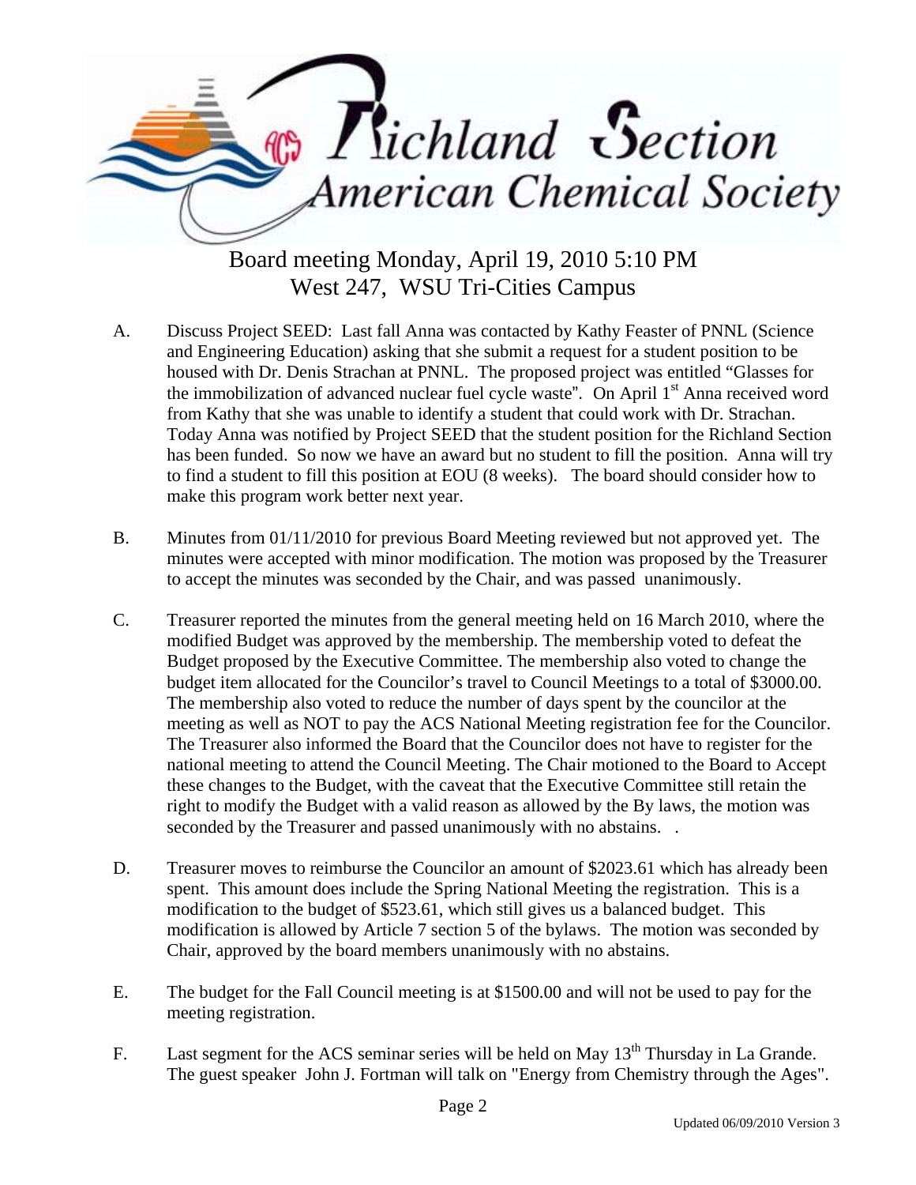# Richland Section American Chemical Society

Board meeting Monday, April 19, 2010 5:10 PM
West 247, WSU Tri-Cities Campus

A. Discuss Project SEED: Last fall Anna was contacted by Kathy Feaster of PNNL (Science and Engineering Education) asking that she submit a request for a student position to be housed with Dr. Denis Strachan at PNNL. The proposed project was entitled "Glasses for the immobilization of advanced nuclear fuel cycle waste". On April 1st Anna received word from Kathy that she was unable to identify a student that could work with Dr. Strachan. Today Anna was notified by Project SEED that the student position for the Richland Section has been funded. So now we have an award but no student to fill the position. Anna will try to find a student to fill this position at EOU (8 weeks). The board should consider how to make this program work better next year.

B. Minutes from 01/11/2010 for previous Board Meeting reviewed but not approved yet. The minutes were accepted with minor modification. The motion was proposed by the Treasurer to accept the minutes was seconded by the Chair, and was passed unanimously.

C. Treasurer reported the minutes from the general meeting held on 16 March 2010, where the modified Budget was approved by the membership. The membership voted to defeat the Budget proposed by the Executive Committee. The membership also voted to change the budget item allocated for the Councilor's travel to Council Meetings to a total of $3000.00. The membership also voted to reduce the number of days spent by the councilor at the meeting as well as NOT to pay the ACS National Meeting registration fee for the Councilor. The Treasurer also informed the Board that the Councilor does not have to register for the national meeting to attend the Council Meeting. The Chair motioned to the Board to Accept these changes to the Budget, with the caveat that the Executive Committee still retain the right to modify the Budget with a valid reason as allowed by the By laws, the motion was seconded by the Treasurer and passed unanimously with no abstains. .

D. Treasurer moves to reimburse the Councilor an amount of $2023.61 which has already been spent. This amount does include the Spring National Meeting the registration. This is a modification to the budget of $523.61, which still gives us a balanced budget. This modification is allowed by Article 7 section 5 of the bylaws. The motion was seconded by Chair, approved by the board members unanimously with no abstains.

E. The budget for the Fall Council meeting is at $1500.00 and will not be used to pay for the meeting registration.

F. Last segment for the ACS seminar series will be held on May 13th Thursday in La Grande. The guest speaker John J. Fortman will talk on "Energy from Chemistry through the Ages".

Updated 06/09/2010 Version 3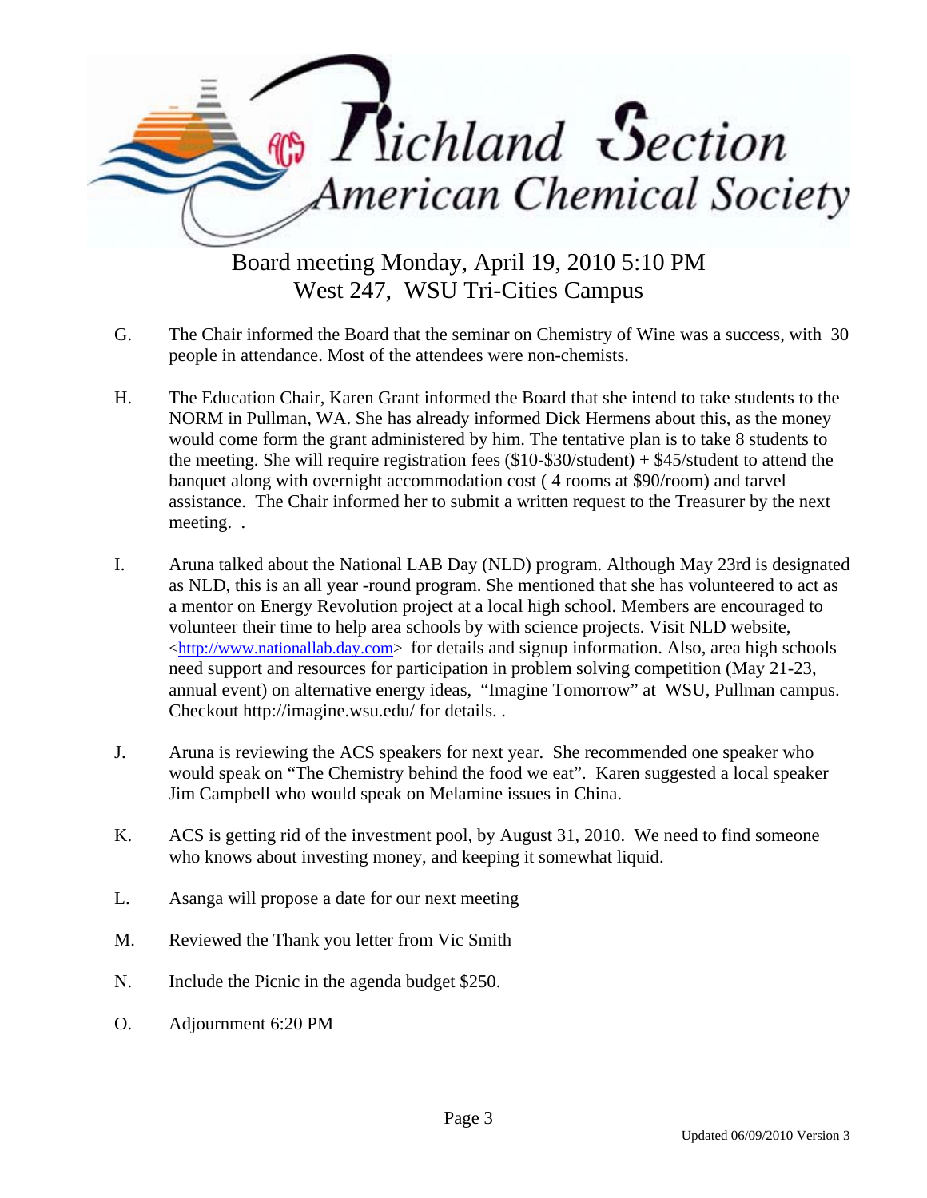# Richland Section American Chemical Society

Board meeting Monday, April 19, 2010 5:10 PM
West 247, WSU Tri-Cities Campus

G. The Chair informed the Board that the seminar on Chemistry of Wine was a success, with 30 people in attendance. Most of the attendees were non-chemists.

H. The Education Chair, Karen Grant informed the Board that she intend to take students to the NORM in Pullman, WA. She has already informed Dick Hermens about this, as the money would come form the grant administered by him. The tentative plan is to take 8 students to the meeting. She will require registration fees ($10-$30/student) + $45/student to attend the banquet along with overnight accommodation cost ( 4 rooms at $90/room) and tarvel assistance. The Chair informed her to submit a written request to the Treasurer by the next meeting. .

I. Aruna talked about the National LAB Day (NLD) program. Although May 23rd is designated as NLD, this is an all year -round program. She mentioned that she has volunteered to act as a mentor on Energy Revolution project at a local high school. Members are encouraged to volunteer their time to help area schools by with science projects. Visit NLD website, <http://www.nationallab.day.com> for details and signup information. Also, area high schools need support and resources for participation in problem solving competition (May 21-23, annual event) on alternative energy ideas, "Imagine Tomorrow" at WSU, Pullman campus. Checkout http://imagine.wsu.edu/ for details. .

J. Aruna is reviewing the ACS speakers for next year. She recommended one speaker who would speak on "The Chemistry behind the food we eat". Karen suggested a local speaker Jim Campbell who would speak on Melamine issues in China.

K. ACS is getting rid of the investment pool, by August 31, 2010. We need to find someone who knows about investing money, and keeping it somewhat liquid.

L. Asanga will propose a date for our next meeting

M. Reviewed the Thank you letter from Vic Smith

N. Include the Picnic in the agenda budget $250.

O. Adjournment 6:20 PM

Updated 06/09/2010 Version 3